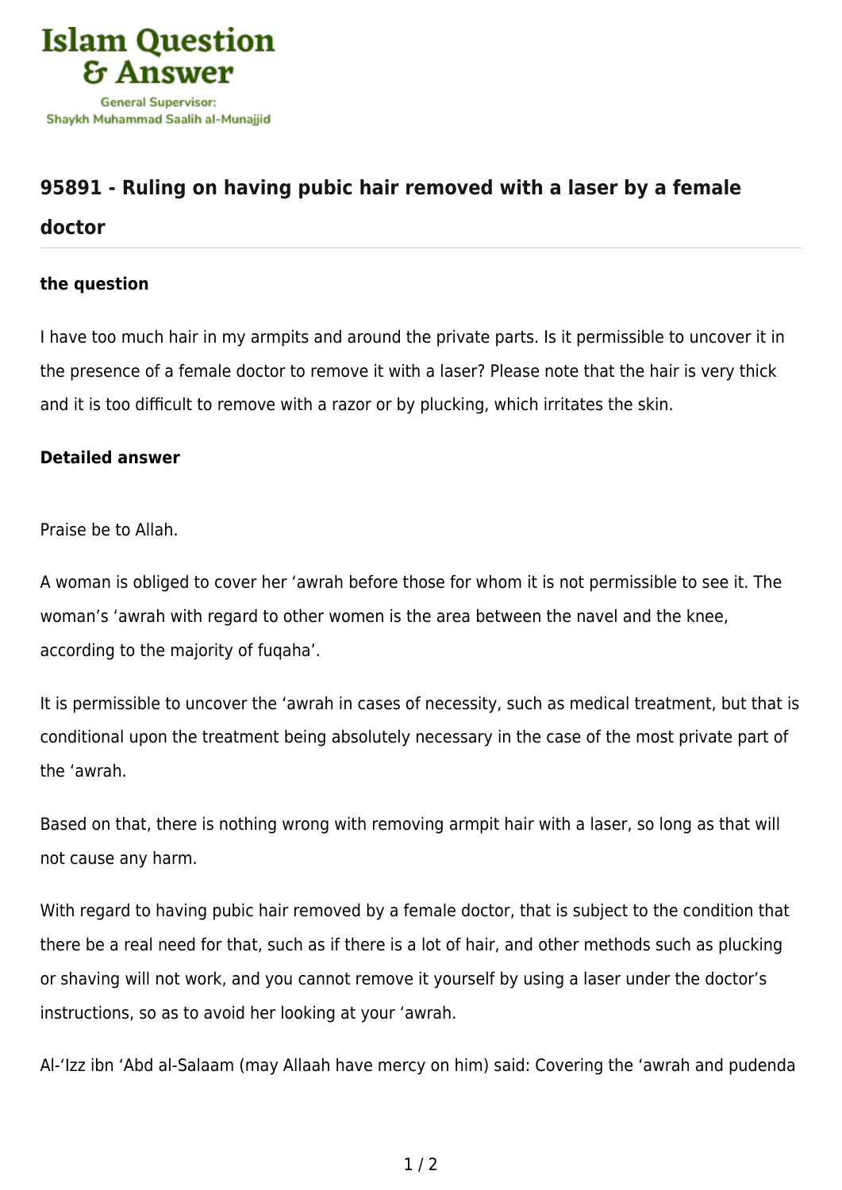Islam Question & Answer

General Supervisor: Shaykh Muhammad Saalih al-Munajjid

## 95891 - Ruling on having pubic hair removed with a laser by a female doctor

### the question

I have too much hair in my armpits and around the private parts. Is it permissible to uncover it in the presence of a female doctor to remove it with a laser? Please note that the hair is very thick and it is too difficult to remove with a razor or by plucking, which irritates the skin.

### Detailed answer

Praise be to Allah.

A woman is obliged to cover her 'awrah before those for whom it is not permissible to see it. The woman's 'awrah with regard to other women is the area between the navel and the knee, according to the majority of fuqaha'.

It is permissible to uncover the 'awrah in cases of necessity, such as medical treatment, but that is conditional upon the treatment being absolutely necessary in the case of the most private part of the 'awrah.

Based on that, there is nothing wrong with removing armpit hair with a laser, so long as that will not cause any harm.

With regard to having pubic hair removed by a female doctor, that is subject to the condition that there be a real need for that, such as if there is a lot of hair, and other methods such as plucking or shaving will not work, and you cannot remove it yourself by using a laser under the doctor's instructions, so as to avoid her looking at your 'awrah.

Al-'Izz ibn 'Abd al-Salaam (may Allaah have mercy on him) said: Covering the 'awrah and pudenda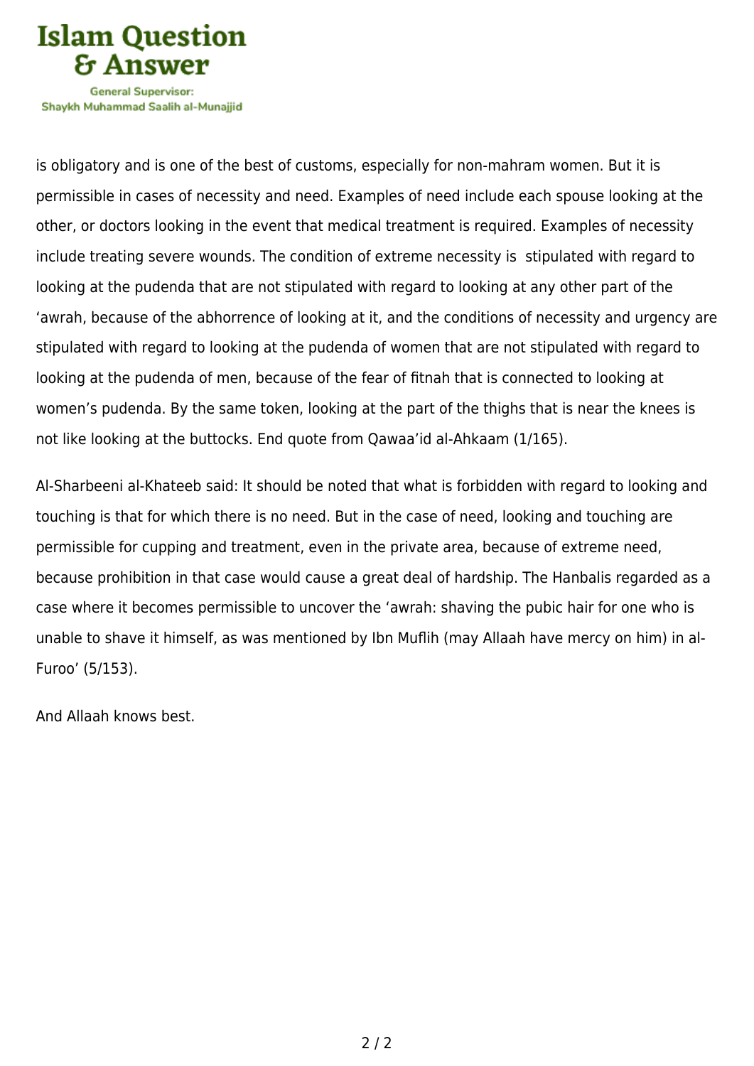is obligatory and is one of the best of customs, especially for non-mahram women. But it is permissible in cases of necessity and need. Examples of need include each spouse looking at the other, or doctors looking in the event that medical treatment is required. Examples of necessity include treating severe wounds. The condition of extreme necessity is stipulated with regard to looking at the pudenda that are not stipulated with regard to looking at any other part of the 'awrah, because of the abhorrence of looking at it, and the conditions of necessity and urgency are stipulated with regard to looking at the pudenda of women that are not stipulated with regard to looking at the pudenda of men, because of the fear of fitnah that is connected to looking at women's pudenda. By the same token, looking at the part of the thighs that is near the knees is not like looking at the buttocks. End quote from Qawaa'id al-Ahkaam (1/165).

Al-Sharbeeni al-Khateeb said: It should be noted that what is forbidden with regard to looking and touching is that for which there is no need. But in the case of need, looking and touching are permissible for cupping and treatment, even in the private area, because of extreme need, because prohibition in that case would cause a great deal of hardship. The Hanbalis regarded as a case where it becomes permissible to uncover the 'awrah: shaving the pubic hair for one who is unable to shave it himself, as was mentioned by Ibn Muflih (may Allaah have mercy on him) in al-Furoo' (5/153).

And Allaah knows best.